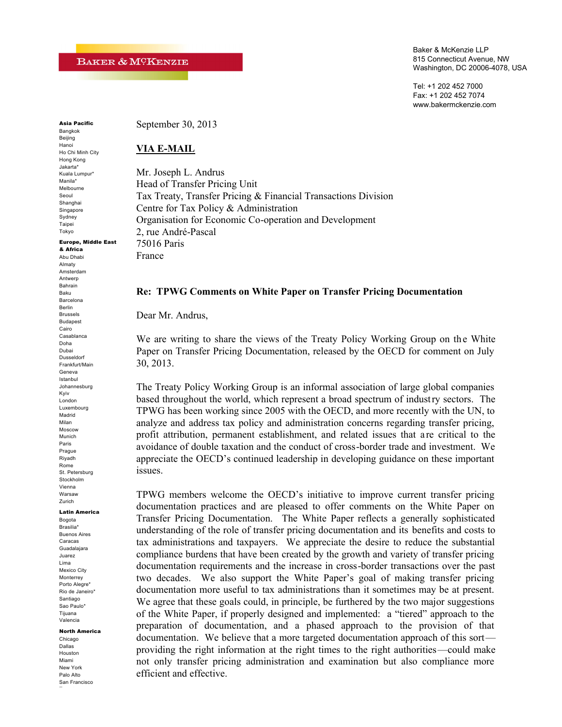Baker & McKenzie LLP
815 Connecticut Avenue, NW
Washington, DC 20006-4078, USA

Tel: +1 202 452 7000
Fax: +1 202 452 7074
www.bakermckenzie.com

**Asia Pacific**
Bangkok
Beijing
Hanoi
Ho Chi Minh City
Hong Kong
Jakarta*
Kuala Lumpur*
Manila*
Melbourne
Seoul
Shanghai
Singapore
Sydney
Taipei
Tokyo

**Europe, Middle East & Africa**
Abu Dhabi
Almaty
Amsterdam
Antwerp
Bahrain
Baku
Barcelona
Berlin
Brussels
Budapest
Cairo
Casablanca
Doha
Dubai
Dusseldorf
Frankfurt/Main
Geneva
Istanbul
Johannesburg
Kyiv
London
Luxembourg
Madrid
Milan
Moscow
Munich
Paris
Prague
Riyadh
Rome
St. Petersburg
Stockholm
Vienna
Warsaw
Zurich

**Latin America**
Bogota
Brasilia*
Buenos Aires
Caracas
Guadalajara
Juarez
Lima
Mexico City
Monterrey
Porto Alegre*
Rio de Janeiro*
Santiago
Sao Paulo*
Tijuana
Valencia

**North America**
Chicago
Dallas
Houston
Miami
New York
Palo Alto
San Francisco

September 30, 2013

**VIA E-MAIL**

Mr. Joseph L. Andrus
Head of Transfer Pricing Unit
Tax Treaty, Transfer Pricing & Financial Transactions Division
Centre for Tax Policy & Administration
Organisation for Economic Co-operation and Development
2, rue André-Pascal
75016 Paris
France

**Re: TPWG Comments on White Paper on Transfer Pricing Documentation**

Dear Mr. Andrus,

We are writing to share the views of the Treaty Policy Working Group on the White Paper on Transfer Pricing Documentation, released by the OECD for comment on July 30, 2013.

The Treaty Policy Working Group is an informal association of large global companies based throughout the world, which represent a broad spectrum of industry sectors. The TPWG has been working since 2005 with the OECD, and more recently with the UN, to analyze and address tax policy and administration concerns regarding transfer pricing, profit attribution, permanent establishment, and related issues that are critical to the avoidance of double taxation and the conduct of cross-border trade and investment. We appreciate the OECD's continued leadership in developing guidance on these important issues.

TPWG members welcome the OECD's initiative to improve current transfer pricing documentation practices and are pleased to offer comments on the White Paper on Transfer Pricing Documentation. The White Paper reflects a generally sophisticated understanding of the role of transfer pricing documentation and its benefits and costs to tax administrations and taxpayers. We appreciate the desire to reduce the substantial compliance burdens that have been created by the growth and variety of transfer pricing documentation requirements and the increase in cross-border transactions over the past two decades. We also support the White Paper's goal of making transfer pricing documentation more useful to tax administrations than it sometimes may be at present. We agree that these goals could, in principle, be furthered by the two major suggestions of the White Paper, if properly designed and implemented: a "tiered" approach to the preparation of documentation, and a phased approach to the provision of that documentation. We believe that a more targeted documentation approach of this sort—providing the right information at the right times to the right authorities—could make not only transfer pricing administration and examination but also compliance more efficient and effective.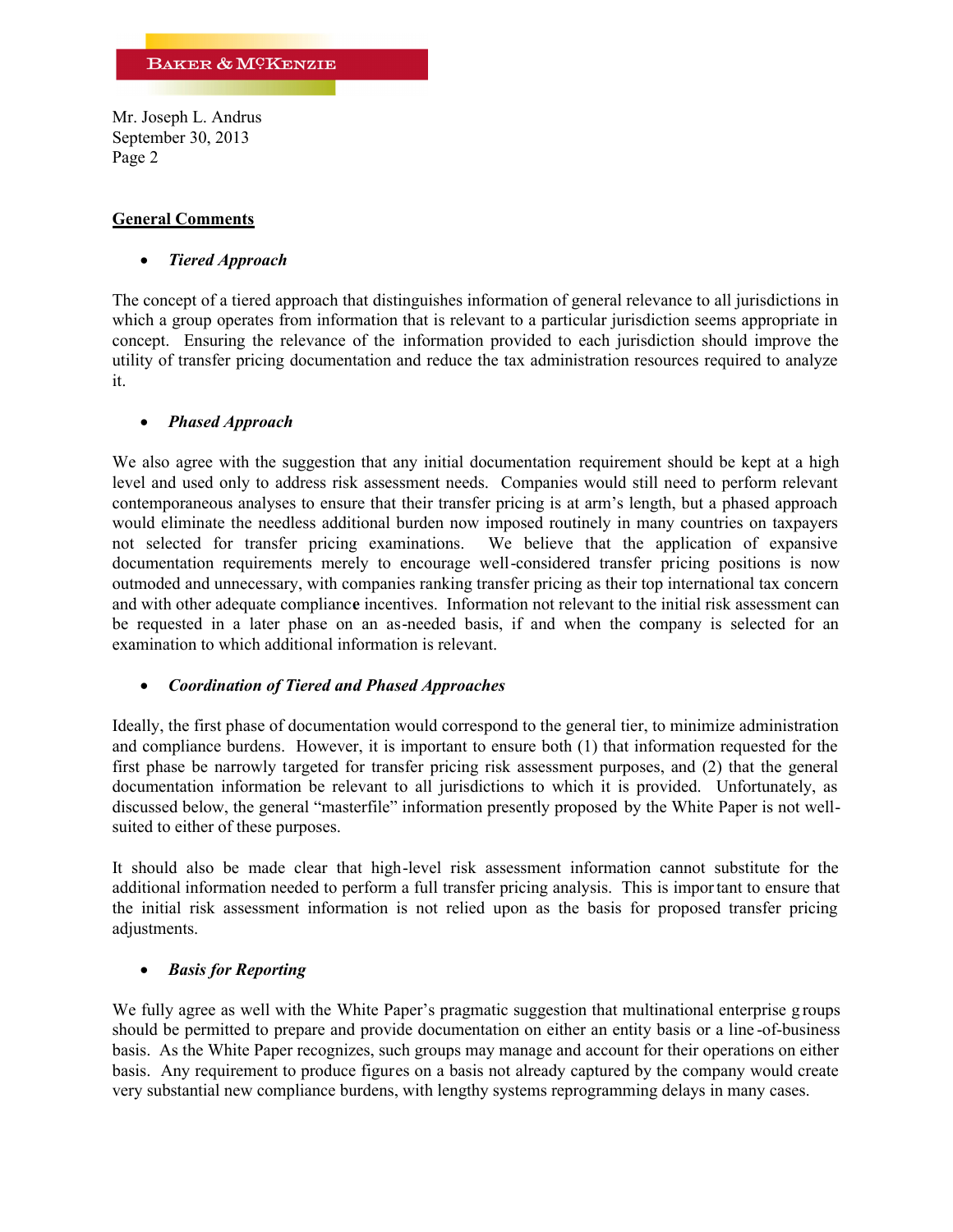## General Comments

- ***Tiered Approach***

The concept of a tiered approach that distinguishes information of general relevance to all jurisdictions in which a group operates from information that is relevant to a particular jurisdiction seems appropriate in concept. Ensuring the relevance of the information provided to each jurisdiction should improve the utility of transfer pricing documentation and reduce the tax administration resources required to analyze it.

- ***Phased Approach***

We also agree with the suggestion that any initial documentation requirement should be kept at a high level and used only to address risk assessment needs. Companies would still need to perform relevant contemporaneous analyses to ensure that their transfer pricing is at arm's length, but a phased approach would eliminate the needless additional burden now imposed routinely in many countries on taxpayers not selected for transfer pricing examinations. We believe that the application of expansive documentation requirements merely to encourage well-considered transfer pricing positions is now outmoded and unnecessary, with companies ranking transfer pricing as their top international tax concern and with other adequate compliance incentives. Information not relevant to the initial risk assessment can be requested in a later phase on an as-needed basis, if and when the company is selected for an examination to which additional information is relevant.

- ***Coordination of Tiered and Phased Approaches***

Ideally, the first phase of documentation would correspond to the general tier, to minimize administration and compliance burdens. However, it is important to ensure both (1) that information requested for the first phase be narrowly targeted for transfer pricing risk assessment purposes, and (2) that the general documentation information be relevant to all jurisdictions to which it is provided. Unfortunately, as discussed below, the general "masterfile" information presently proposed by the White Paper is not well-suited to either of these purposes.

It should also be made clear that high-level risk assessment information cannot substitute for the additional information needed to perform a full transfer pricing analysis. This is important to ensure that the initial risk assessment information is not relied upon as the basis for proposed transfer pricing adjustments.

- ***Basis for Reporting***

We fully agree as well with the White Paper's pragmatic suggestion that multinational enterprise groups should be permitted to prepare and provide documentation on either an entity basis or a line-of-business basis. As the White Paper recognizes, such groups may manage and account for their operations on either basis. Any requirement to produce figures on a basis not already captured by the company would create very substantial new compliance burdens, with lengthy systems reprogramming delays in many cases.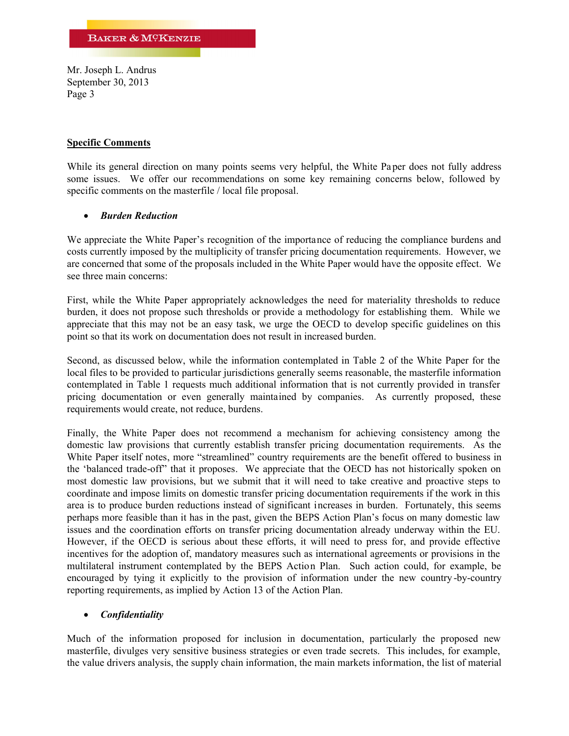**Specific Comments**

While its general direction on many points seems very helpful, the White Paper does not fully address some issues. We offer our recommendations on some key remaining concerns below, followed by specific comments on the masterfile / local file proposal.

- ***Burden Reduction***

We appreciate the White Paper's recognition of the importance of reducing the compliance burdens and costs currently imposed by the multiplicity of transfer pricing documentation requirements. However, we are concerned that some of the proposals included in the White Paper would have the opposite effect. We see three main concerns:

First, while the White Paper appropriately acknowledges the need for materiality thresholds to reduce burden, it does not propose such thresholds or provide a methodology for establishing them. While we appreciate that this may not be an easy task, we urge the OECD to develop specific guidelines on this point so that its work on documentation does not result in increased burden.

Second, as discussed below, while the information contemplated in Table 2 of the White Paper for the local files to be provided to particular jurisdictions generally seems reasonable, the masterfile information contemplated in Table 1 requests much additional information that is not currently provided in transfer pricing documentation or even generally maintained by companies. As currently proposed, these requirements would create, not reduce, burdens.

Finally, the White Paper does not recommend a mechanism for achieving consistency among the domestic law provisions that currently establish transfer pricing documentation requirements. As the White Paper itself notes, more "streamlined" country requirements are the benefit offered to business in the 'balanced trade-off" that it proposes. We appreciate that the OECD has not historically spoken on most domestic law provisions, but we submit that it will need to take creative and proactive steps to coordinate and impose limits on domestic transfer pricing documentation requirements if the work in this area is to produce burden reductions instead of significant increases in burden. Fortunately, this seems perhaps more feasible than it has in the past, given the BEPS Action Plan's focus on many domestic law issues and the coordination efforts on transfer pricing documentation already underway within the EU. However, if the OECD is serious about these efforts, it will need to press for, and provide effective incentives for the adoption of, mandatory measures such as international agreements or provisions in the multilateral instrument contemplated by the BEPS Action Plan. Such action could, for example, be encouraged by tying it explicitly to the provision of information under the new country-by-country reporting requirements, as implied by Action 13 of the Action Plan.

- ***Confidentiality***

Much of the information proposed for inclusion in documentation, particularly the proposed new masterfile, divulges very sensitive business strategies or even trade secrets. This includes, for example, the value drivers analysis, the supply chain information, the main markets information, the list of material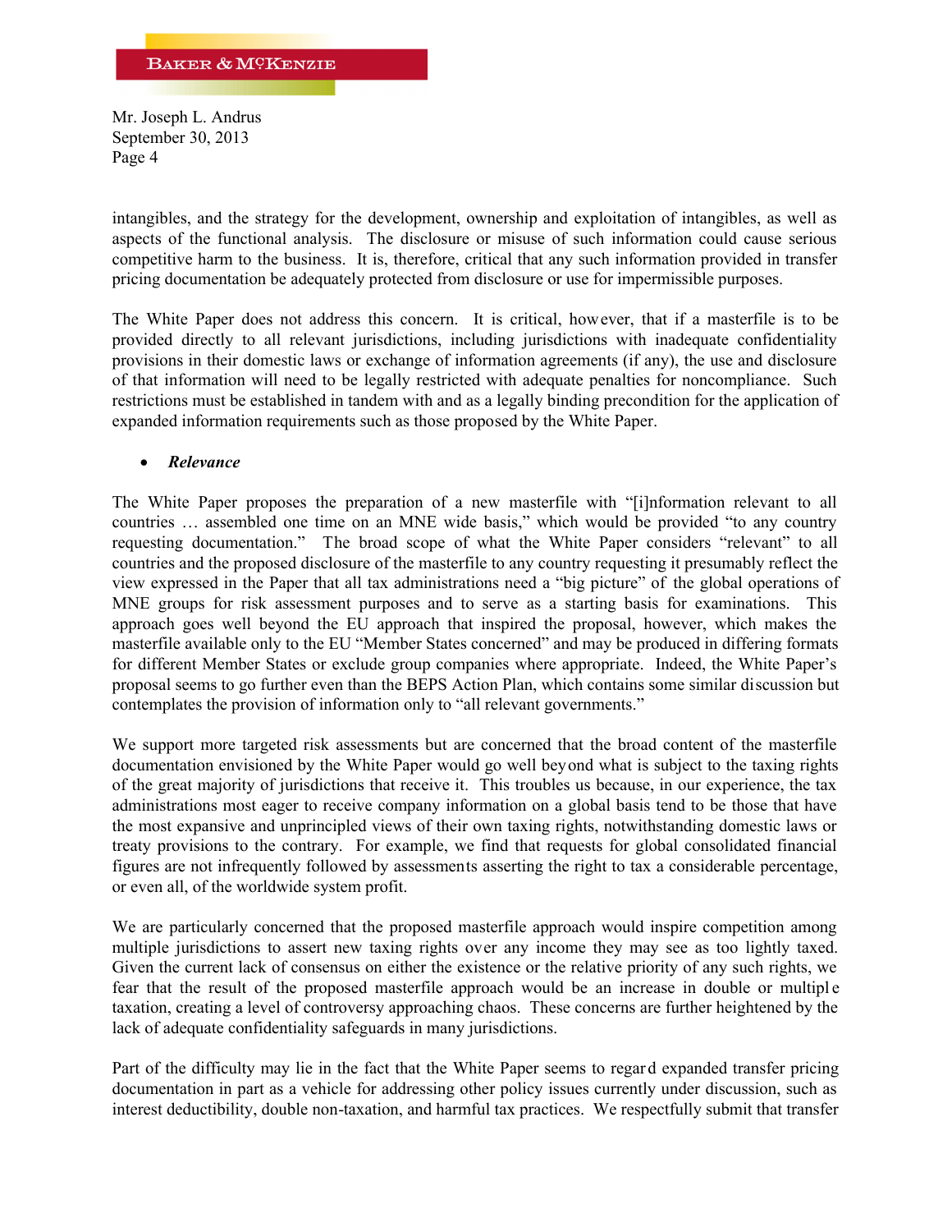intangibles, and the strategy for the development, ownership and exploitation of intangibles, as well as aspects of the functional analysis. The disclosure or misuse of such information could cause serious competitive harm to the business. It is, therefore, critical that any such information provided in transfer pricing documentation be adequately protected from disclosure or use for impermissible purposes.

The White Paper does not address this concern. It is critical, however, that if a masterfile is to be provided directly to all relevant jurisdictions, including jurisdictions with inadequate confidentiality provisions in their domestic laws or exchange of information agreements (if any), the use and disclosure of that information will need to be legally restricted with adequate penalties for noncompliance. Such restrictions must be established in tandem with and as a legally binding precondition for the application of expanded information requirements such as those proposed by the White Paper.

- ***Relevance***

The White Paper proposes the preparation of a new masterfile with "[i]nformation relevant to all countries … assembled one time on an MNE wide basis," which would be provided "to any country requesting documentation." The broad scope of what the White Paper considers "relevant" to all countries and the proposed disclosure of the masterfile to any country requesting it presumably reflect the view expressed in the Paper that all tax administrations need a "big picture" of the global operations of MNE groups for risk assessment purposes and to serve as a starting basis for examinations. This approach goes well beyond the EU approach that inspired the proposal, however, which makes the masterfile available only to the EU "Member States concerned" and may be produced in differing formats for different Member States or exclude group companies where appropriate. Indeed, the White Paper's proposal seems to go further even than the BEPS Action Plan, which contains some similar discussion but contemplates the provision of information only to "all relevant governments."

We support more targeted risk assessments but are concerned that the broad content of the masterfile documentation envisioned by the White Paper would go well beyond what is subject to the taxing rights of the great majority of jurisdictions that receive it. This troubles us because, in our experience, the tax administrations most eager to receive company information on a global basis tend to be those that have the most expansive and unprincipled views of their own taxing rights, notwithstanding domestic laws or treaty provisions to the contrary. For example, we find that requests for global consolidated financial figures are not infrequently followed by assessments asserting the right to tax a considerable percentage, or even all, of the worldwide system profit.

We are particularly concerned that the proposed masterfile approach would inspire competition among multiple jurisdictions to assert new taxing rights over any income they may see as too lightly taxed. Given the current lack of consensus on either the existence or the relative priority of any such rights, we fear that the result of the proposed masterfile approach would be an increase in double or multiple taxation, creating a level of controversy approaching chaos. These concerns are further heightened by the lack of adequate confidentiality safeguards in many jurisdictions.

Part of the difficulty may lie in the fact that the White Paper seems to regard expanded transfer pricing documentation in part as a vehicle for addressing other policy issues currently under discussion, such as interest deductibility, double non-taxation, and harmful tax practices. We respectfully submit that transfer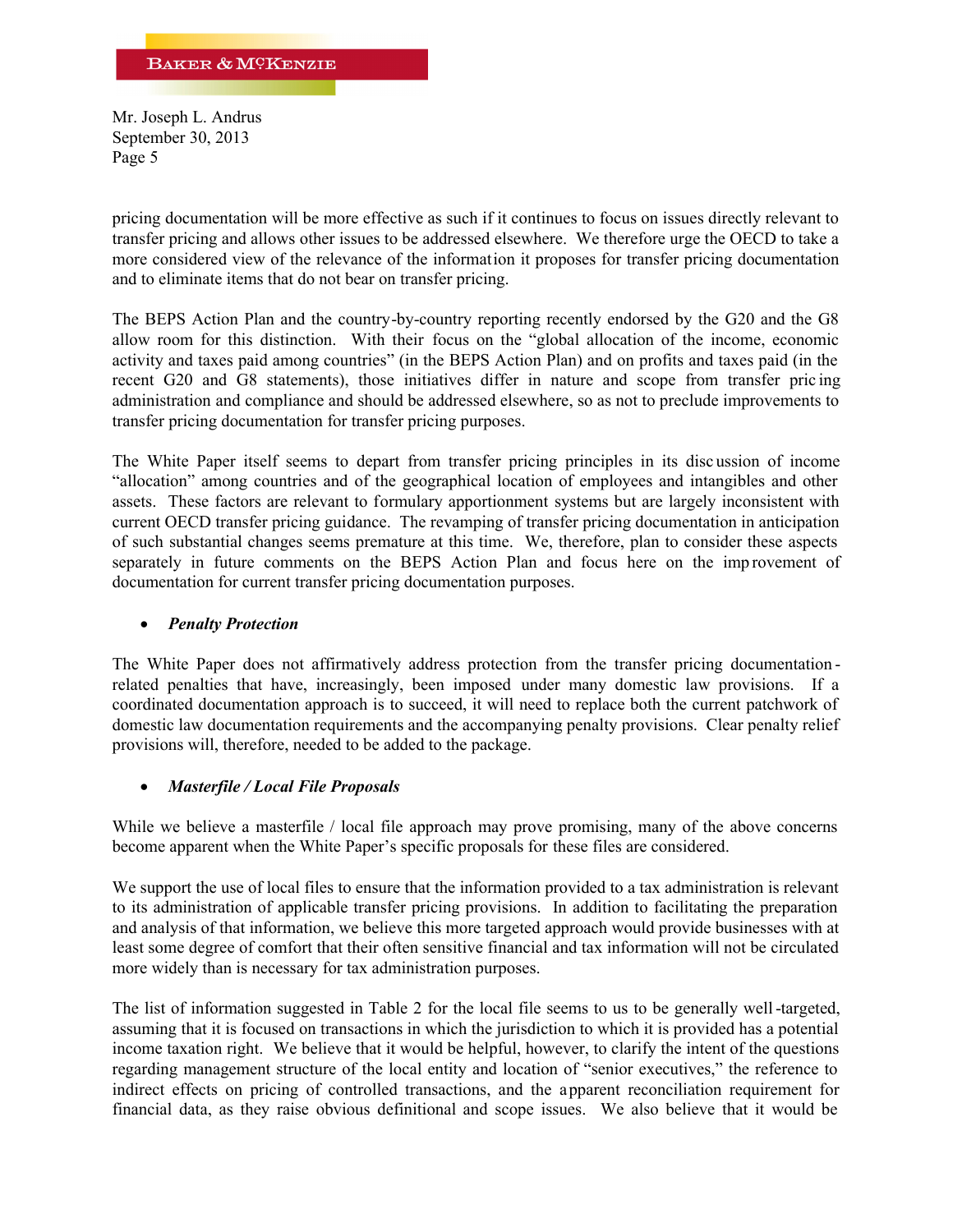pricing documentation will be more effective as such if it continues to focus on issues directly relevant to transfer pricing and allows other issues to be addressed elsewhere. We therefore urge the OECD to take a more considered view of the relevance of the information it proposes for transfer pricing documentation and to eliminate items that do not bear on transfer pricing.

The BEPS Action Plan and the country-by-country reporting recently endorsed by the G20 and the G8 allow room for this distinction. With their focus on the "global allocation of the income, economic activity and taxes paid among countries" (in the BEPS Action Plan) and on profits and taxes paid (in the recent G20 and G8 statements), those initiatives differ in nature and scope from transfer pricing administration and compliance and should be addressed elsewhere, so as not to preclude improvements to transfer pricing documentation for transfer pricing purposes.

The White Paper itself seems to depart from transfer pricing principles in its discussion of income "allocation" among countries and of the geographical location of employees and intangibles and other assets. These factors are relevant to formulary apportionment systems but are largely inconsistent with current OECD transfer pricing guidance. The revamping of transfer pricing documentation in anticipation of such substantial changes seems premature at this time. We, therefore, plan to consider these aspects separately in future comments on the BEPS Action Plan and focus here on the improvement of documentation for current transfer pricing documentation purposes.

- ***Penalty Protection***

The White Paper does not affirmatively address protection from the transfer pricing documentation-related penalties that have, increasingly, been imposed under many domestic law provisions. If a coordinated documentation approach is to succeed, it will need to replace both the current patchwork of domestic law documentation requirements and the accompanying penalty provisions. Clear penalty relief provisions will, therefore, needed to be added to the package.

- ***Masterfile / Local File Proposals***

While we believe a masterfile / local file approach may prove promising, many of the above concerns become apparent when the White Paper's specific proposals for these files are considered.

We support the use of local files to ensure that the information provided to a tax administration is relevant to its administration of applicable transfer pricing provisions. In addition to facilitating the preparation and analysis of that information, we believe this more targeted approach would provide businesses with at least some degree of comfort that their often sensitive financial and tax information will not be circulated more widely than is necessary for tax administration purposes.

The list of information suggested in Table 2 for the local file seems to us to be generally well-targeted, assuming that it is focused on transactions in which the jurisdiction to which it is provided has a potential income taxation right. We believe that it would be helpful, however, to clarify the intent of the questions regarding management structure of the local entity and location of "senior executives," the reference to indirect effects on pricing of controlled transactions, and the apparent reconciliation requirement for financial data, as they raise obvious definitional and scope issues. We also believe that it would be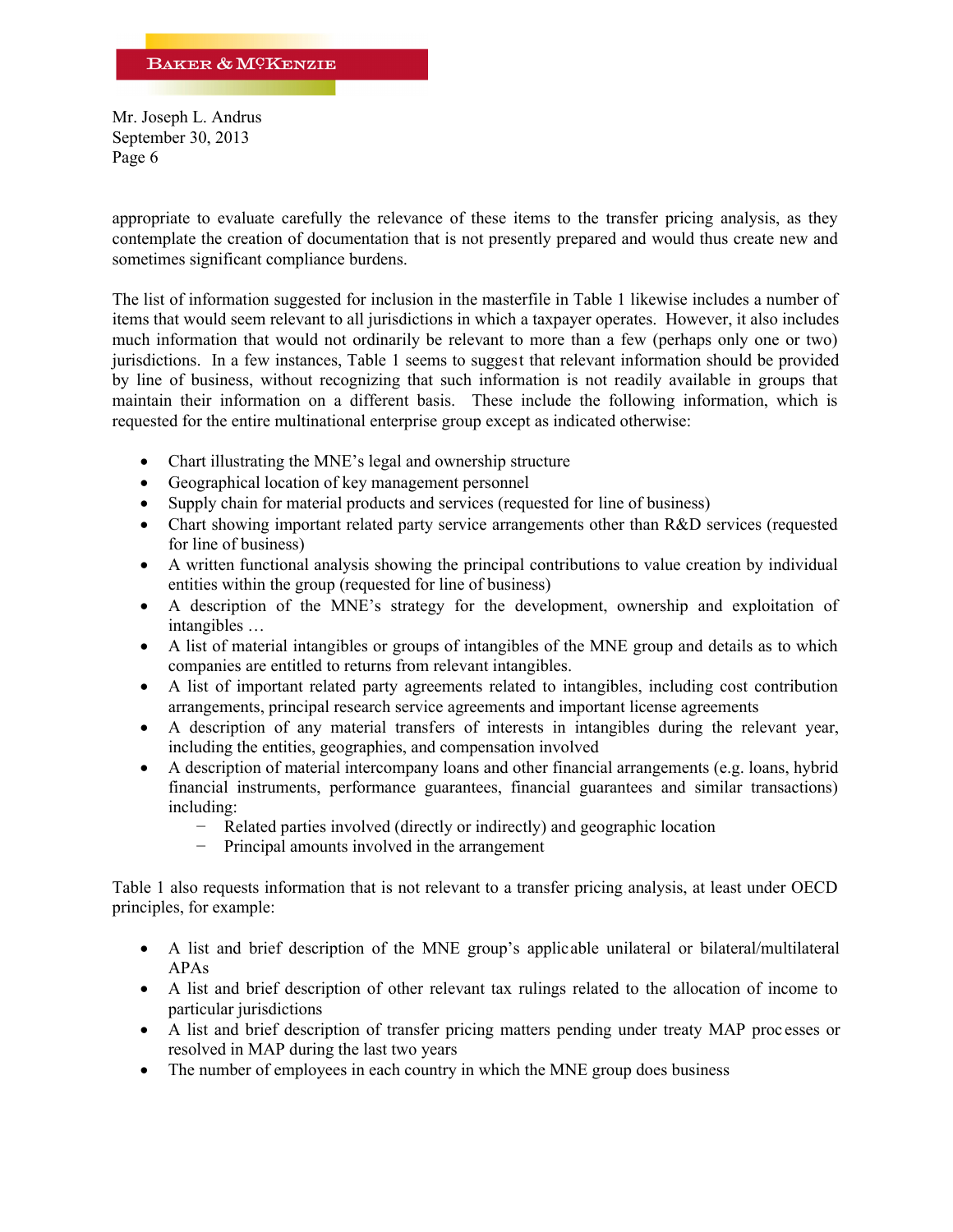appropriate to evaluate carefully the relevance of these items to the transfer pricing analysis, as they contemplate the creation of documentation that is not presently prepared and would thus create new and sometimes significant compliance burdens.

The list of information suggested for inclusion in the masterfile in Table 1 likewise includes a number of items that would seem relevant to all jurisdictions in which a taxpayer operates. However, it also includes much information that would not ordinarily be relevant to more than a few (perhaps only one or two) jurisdictions. In a few instances, Table 1 seems to suggest that relevant information should be provided by line of business, without recognizing that such information is not readily available in groups that maintain their information on a different basis. These include the following information, which is requested for the entire multinational enterprise group except as indicated otherwise:

- Chart illustrating the MNE's legal and ownership structure
- Geographical location of key management personnel
- Supply chain for material products and services (requested for line of business)
- Chart showing important related party service arrangements other than R&D services (requested for line of business)
- A written functional analysis showing the principal contributions to value creation by individual entities within the group (requested for line of business)
- A description of the MNE's strategy for the development, ownership and exploitation of intangibles …
- A list of material intangibles or groups of intangibles of the MNE group and details as to which companies are entitled to returns from relevant intangibles.
- A list of important related party agreements related to intangibles, including cost contribution arrangements, principal research service agreements and important license agreements
- A description of any material transfers of interests in intangibles during the relevant year, including the entities, geographies, and compensation involved
- A description of material intercompany loans and other financial arrangements (e.g. loans, hybrid financial instruments, performance guarantees, financial guarantees and similar transactions) including:
  - Related parties involved (directly or indirectly) and geographic location
  - Principal amounts involved in the arrangement

Table 1 also requests information that is not relevant to a transfer pricing analysis, at least under OECD principles, for example:

- A list and brief description of the MNE group's applicable unilateral or bilateral/multilateral APAs
- A list and brief description of other relevant tax rulings related to the allocation of income to particular jurisdictions
- A list and brief description of transfer pricing matters pending under treaty MAP processes or resolved in MAP during the last two years
- The number of employees in each country in which the MNE group does business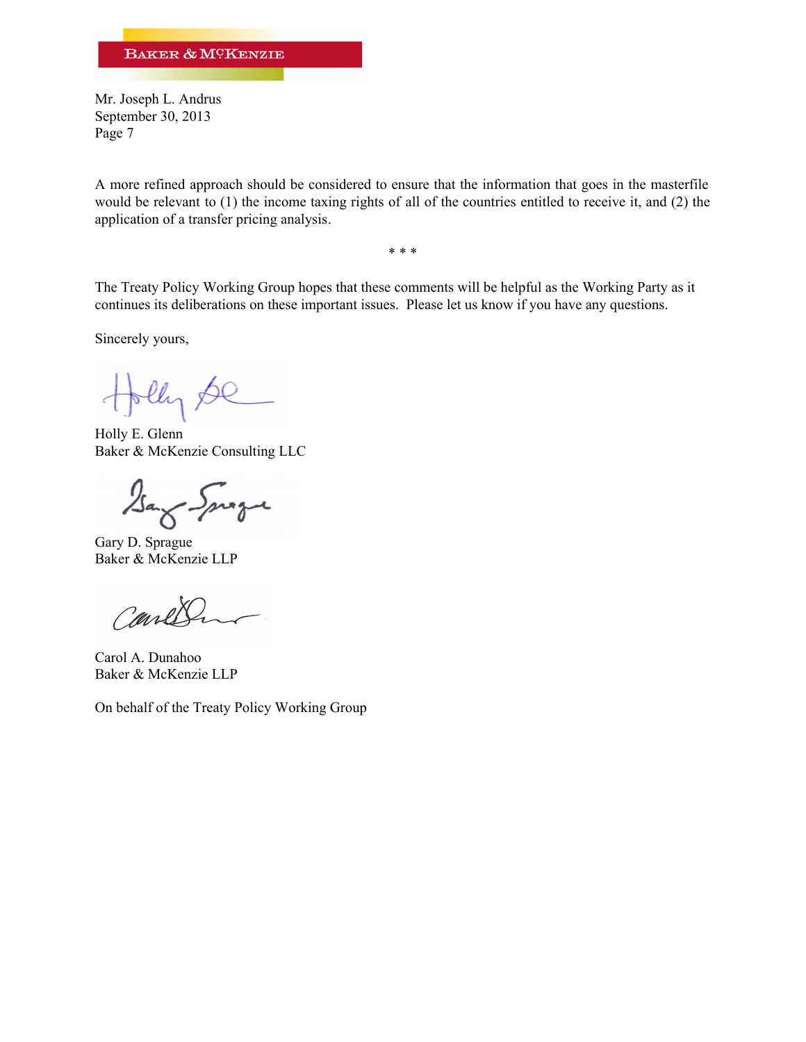A more refined approach should be considered to ensure that the information that goes in the masterfile would be relevant to (1) the income taxing rights of all of the countries entitled to receive it, and (2) the application of a transfer pricing analysis.

\* \* \*

The Treaty Policy Working Group hopes that these comments will be helpful as the Working Party as it continues its deliberations on these important issues. Please let us know if you have any questions.

Sincerely yours,

Holly E. Glenn
Baker & McKenzie Consulting LLC

Gary D. Sprague
Baker & McKenzie LLP

Carol A. Dunahoo
Baker & McKenzie LLP

On behalf of the Treaty Policy Working Group